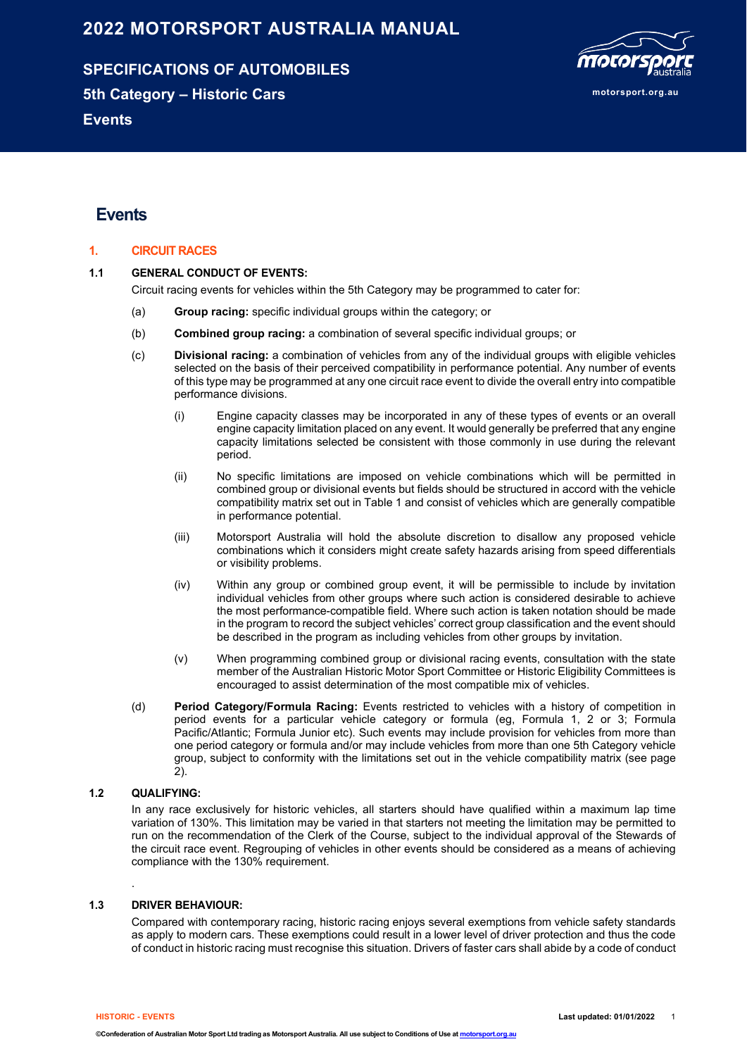# 2022 MOTORSPORT AUSTRALIA MANUAL

## SPECIFICATIONS OF AUTOMOBILES

## 5th Category – Historic Cars

## Events

# Events

## 1. CIRCUIT RACES

### 1.1 GENERAL CONDUCT OF EVENTS:

Circuit racing events for vehicles within the 5th Category may be programmed to cater for:

(a) **Group racing:** specific individual groups within the category; or

(b) **Combined group racing:** a combination of several specific individual groups; or

(c) **Divisional racing:** a combination of vehicles from any of the individual groups with eligible vehicles selected on the basis of their perceived compatibility in performance potential. Any number of events of this type may be programmed at any one circuit race event to divide the overall entry into compatible performance divisions.

(i) Engine capacity classes may be incorporated in any of these types of events or an overall engine capacity limitation placed on any event. It would generally be preferred that any engine capacity limitations selected be consistent with those commonly in use during the relevant period.

(ii) No specific limitations are imposed on vehicle combinations which will be permitted in combined group or divisional events but fields should be structured in accord with the vehicle compatibility matrix set out in Table 1 and consist of vehicles which are generally compatible in performance potential.

(iii) Motorsport Australia will hold the absolute discretion to disallow any proposed vehicle combinations which it considers might create safety hazards arising from speed differentials or visibility problems.

(iv) Within any group or combined group event, it will be permissible to include by invitation individual vehicles from other groups where such action is considered desirable to achieve the most performance-compatible field. Where such action is taken notation should be made in the program to record the subject vehicles' correct group classification and the event should be described in the program as including vehicles from other groups by invitation.

(v) When programming combined group or divisional racing events, consultation with the state member of the Australian Historic Motor Sport Committee or Historic Eligibility Committees is encouraged to assist determination of the most compatible mix of vehicles.

(d) **Period Category/Formula Racing:** Events restricted to vehicles with a history of competition in period events for a particular vehicle category or formula (eg, Formula 1, 2 or 3; Formula Pacific/Atlantic; Formula Junior etc). Such events may include provision for vehicles from more than one period category or formula and/or may include vehicles from more than one 5th Category vehicle group, subject to conformity with the limitations set out in the vehicle compatibility matrix (see page 2).

### 1.2 QUALIFYING:

In any race exclusively for historic vehicles, all starters should have qualified within a maximum lap time variation of 130%. This limitation may be varied in that starters not meeting the limitation may be permitted to run on the recommendation of the Clerk of the Course, subject to the individual approval of the Stewards of the circuit race event. Regrouping of vehicles in other events should be considered as a means of achieving compliance with the 130% requirement.

.

### 1.3 DRIVER BEHAVIOUR:

Compared with contemporary racing, historic racing enjoys several exemptions from vehicle safety standards as apply to modern cars. These exemptions could result in a lower level of driver protection and thus the code of conduct in historic racing must recognise this situation. Drivers of faster cars shall abide by a code of conduct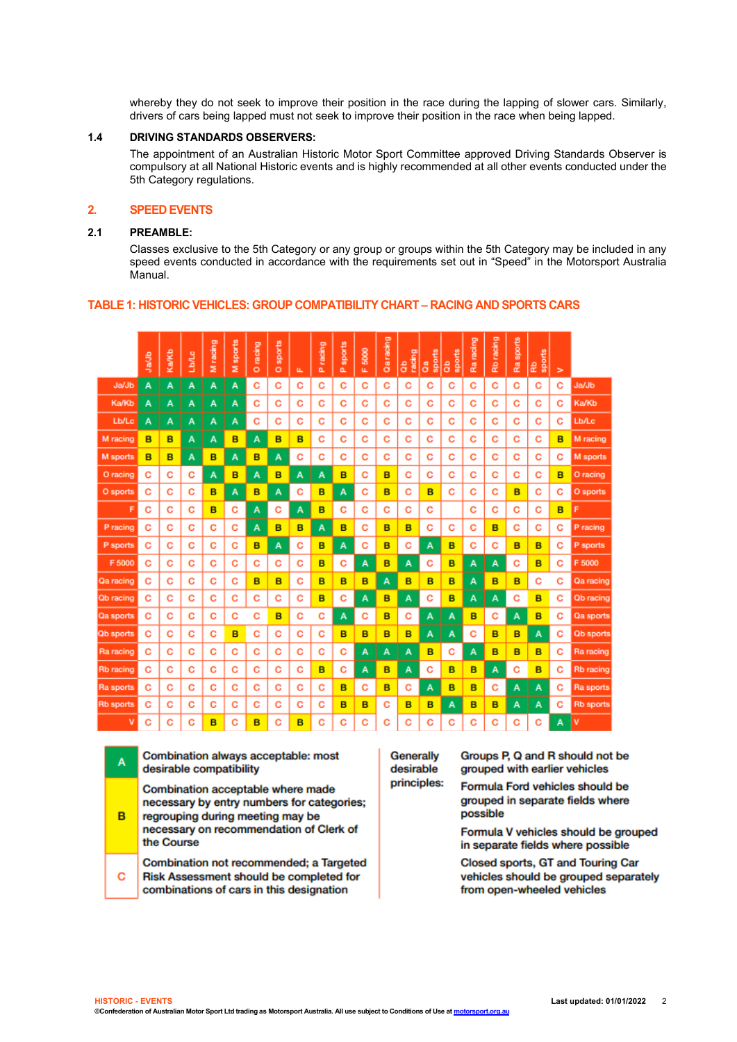whereby they do not seek to improve their position in the race during the lapping of slower cars. Similarly, drivers of cars being lapped must not seek to improve their position in the race when being lapped.

### 1.4 DRIVING STANDARDS OBSERVERS:

The appointment of an Australian Historic Motor Sport Committee approved Driving Standards Observer is compulsory at all National Historic events and is highly recommended at all other events conducted under the 5th Category regulations.

## 2. SPEED EVENTS

### 2.1 PREAMBLE:

Classes exclusive to the 5th Category or any group or groups within the 5th Category may be included in any speed events conducted in accordance with the requirements set out in "Speed" in the Motorsport Australia Manual.

## TABLE 1: HISTORIC VEHICLES: GROUP COMPATIBILITY CHART – RACING AND SPORTS CARS

| | Ja/Jb | Ka/Kb | Lb/Lc | M racing | M sports | O racing | O sports | F | P racing | P sports | F 5000 | Qa racing | Qb racing | Qa sports | Qb sports | Ra racing | Rb racing | Ra sports | Rb sports | V | |
|---|---|---|---|---|---|---|---|---|---|---|---|---|---|---|---|---|---|---|---|---|---|
| Ja/Jb | A | A | A | A | A | C | C | C | C | C | C | C | C | C | C | C | C | C | C | C | Ja/Jb |
| Ka/Kb | A | A | A | A | A | C | C | C | C | C | C | C | C | C | C | C | C | C | C | C | Ka/Kb |
| Lb/Lc | A | A | A | A | A | C | C | C | C | C | C | C | C | C | C | C | C | C | C | C | Lb/Lc |
| M racing | B | B | A | A | B | A | B | B | C | C | C | C | C | C | C | C | C | C | C | B | M racing |
| M sports | B | B | A | B | A | B | A | C | C | C | C | C | C | C | C | C | C | C | C | C | M sports |
| O racing | C | C | C | A | B | A | B | A | A | B | C | B | C | C | C | C | C | C | C | B | O racing |
| O sports | C | C | C | B | A | B | A | C | B | A | C | B | C | B | C | C | C | B | C | C | O sports |
| F | C | C | C | B | C | A | C | A | B | C | C | C | C | C | | C | C | C | C | B | F |
| P racing | C | C | C | C | C | A | B | B | A | B | C | B | B | C | C | C | B | C | C | C | P racing |
| P sports | C | C | C | C | C | B | A | C | B | A | C | B | C | A | B | C | C | B | B | C | P sports |
| F 5000 | C | C | C | C | C | C | C | C | B | C | A | B | A | C | B | A | A | C | B | C | F 5000 |
| Qa racing | C | C | C | C | C | B | B | C | B | B | B | A | B | B | B | A | B | B | C | C | Qa racing |
| Qb racing | C | C | C | C | C | C | C | C | B | C | A | B | A | C | B | A | A | C | B | C | Qb racing |
| Qa sports | C | C | C | C | C | C | B | C | C | A | C | B | C | A | A | B | C | A | B | C | Qa sports |
| Qb sports | C | C | C | C | B | C | C | C | C | B | B | B | B | A | A | C | B | B | A | C | Qb sports |
| Ra racing | C | C | C | C | C | C | C | C | C | C | A | A | A | B | C | A | B | B | B | C | Ra racing |
| Rb racing | C | C | C | C | C | C | C | C | B | C | A | B | A | C | B | B | A | C | B | C | Rb racing |
| Ra sports | C | C | C | C | C | C | C | C | C | B | C | B | C | A | B | B | C | A | A | C | Ra sports |
| Rb sports | C | C | C | C | C | C | C | C | C | B | B | C | B | B | A | B | B | A | A | C | Rb sports |
| V | C | C | C | B | C | B | C | B | C | C | C | C | C | C | C | C | C | C | C | A | V |

| | |
|---|---|
| A | Combination always acceptable: most desirable compatibility |
| B | Combination acceptable where made necessary by entry numbers for categories; regrouping during meeting may be necessary on recommendation of Clerk of the Course |
| C | Combination not recommended; a Targeted Risk Assessment should be completed for combinations of cars in this designation |

**Generally desirable principles:**

- Groups P, Q and R should not be grouped with earlier vehicles
- Formula Ford vehicles should be grouped in separate fields where possible
- Formula V vehicles should be grouped in separate fields where possible
- Closed sports, GT and Touring Car vehicles should be grouped separately from open-wheeled vehicles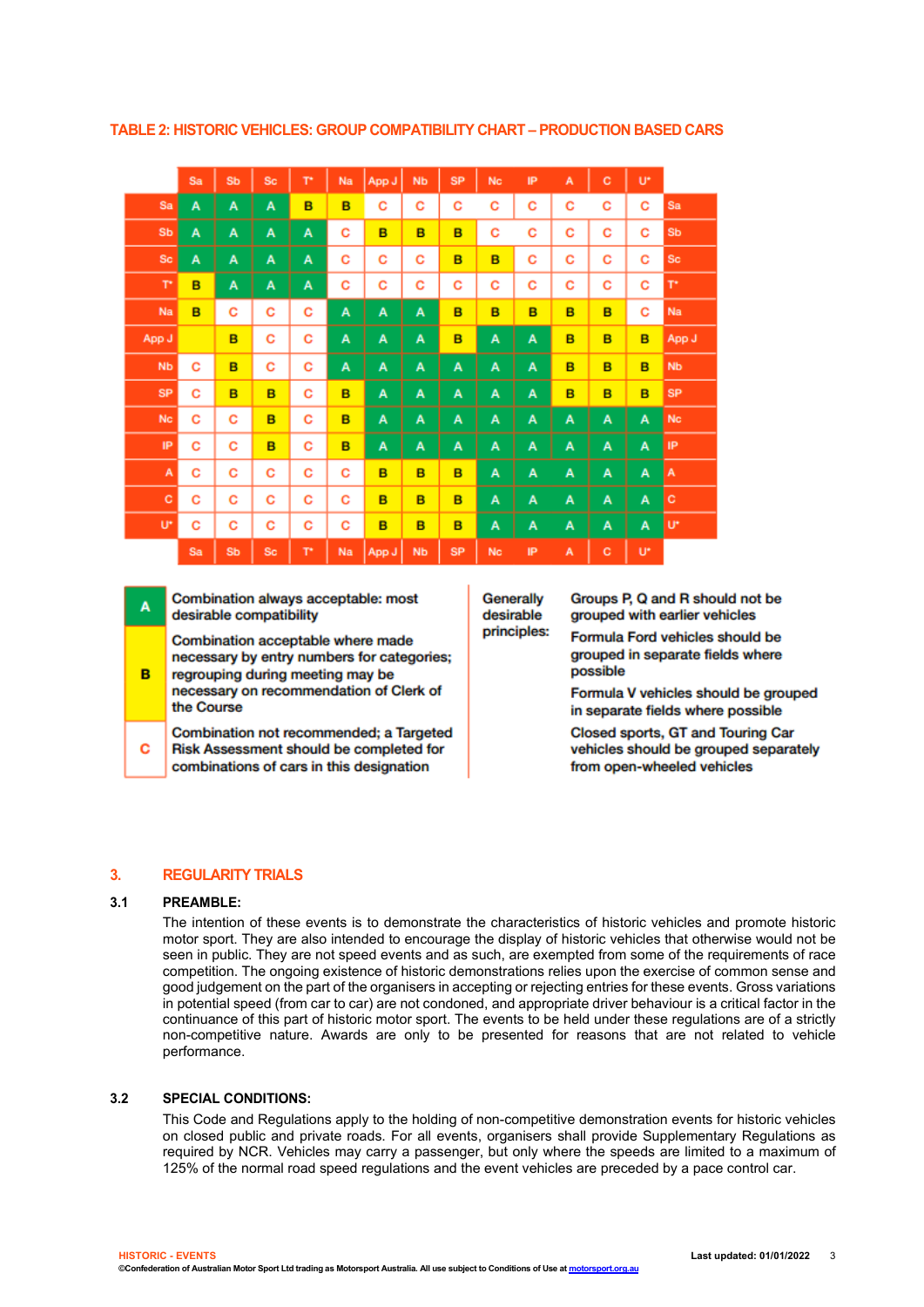### TABLE 2: HISTORIC VEHICLES: GROUP COMPATIBILITY CHART – PRODUCTION BASED CARS

| | Sa | Sb | Sc | T* | Na | App J | Nb | SP | Nc | IP | A | C | U* | |
|---|---|---|---|---|---|---|---|---|---|---|---|---|---|---|
| Sa | A | A | A | B | B | C | C | C | C | C | C | C | C | Sa |
| Sb | A | A | A | A | C | B | B | B | C | C | C | C | C | Sb |
| Sc | A | A | A | A | C | C | C | B | B | C | C | C | C | Sc |
| T* | B | A | A | A | C | C | C | C | C | C | C | C | C | T* |
| Na | B | C | C | C | A | A | A | B | B | B | B | B | C | Na |
| App J | | B | C | C | A | A | A | B | A | A | B | B | B | App J |
| Nb | C | B | C | C | A | A | A | A | A | A | B | B | B | Nb |
| SP | C | B | B | C | B | A | A | A | A | A | B | B | B | SP |
| Nc | C | C | B | C | B | A | A | A | A | A | A | A | A | Nc |
| IP | C | C | B | C | B | A | A | A | A | A | A | A | A | IP |
| A | C | C | C | C | C | B | B | B | A | A | A | A | A | A |
| C | C | C | C | C | C | B | B | B | A | A | A | A | A | C |
| U* | C | C | C | C | C | B | B | B | A | A | A | A | A | U* |
| | Sa | Sb | Sc | T* | Na | App J | Nb | SP | Nc | IP | A | C | U* | |

| | |
|---|---|
| A | Combination always acceptable: most desirable compatibility |
| B | Combination acceptable where made necessary by entry numbers for categories; regrouping during meeting may be necessary on recommendation of Clerk of the Course |
| C | Combination not recommended; a Targeted Risk Assessment should be completed for combinations of cars in this designation |

**Generally desirable principles:**

- Groups P, Q and R should not be grouped with earlier vehicles
- Formula Ford vehicles should be grouped in separate fields where possible
- Formula V vehicles should be grouped in separate fields where possible
- Closed sports, GT and Touring Car vehicles should be grouped separately from open-wheeled vehicles

## 3. REGULARITY TRIALS

### 3.1 PREAMBLE:

The intention of these events is to demonstrate the characteristics of historic vehicles and promote historic motor sport. They are also intended to encourage the display of historic vehicles that otherwise would not be seen in public. They are not speed events and as such, are exempted from some of the requirements of race competition. The ongoing existence of historic demonstrations relies upon the exercise of common sense and good judgement on the part of the organisers in accepting or rejecting entries for these events. Gross variations in potential speed (from car to car) are not condoned, and appropriate driver behaviour is a critical factor in the continuance of this part of historic motor sport. The events to be held under these regulations are of a strictly non-competitive nature. Awards are only to be presented for reasons that are not related to vehicle performance.

### 3.2 SPECIAL CONDITIONS:

This Code and Regulations apply to the holding of non-competitive demonstration events for historic vehicles on closed public and private roads. For all events, organisers shall provide Supplementary Regulations as required by NCR. Vehicles may carry a passenger, but only where the speeds are limited to a maximum of 125% of the normal road speed regulations and the event vehicles are preceded by a pace control car.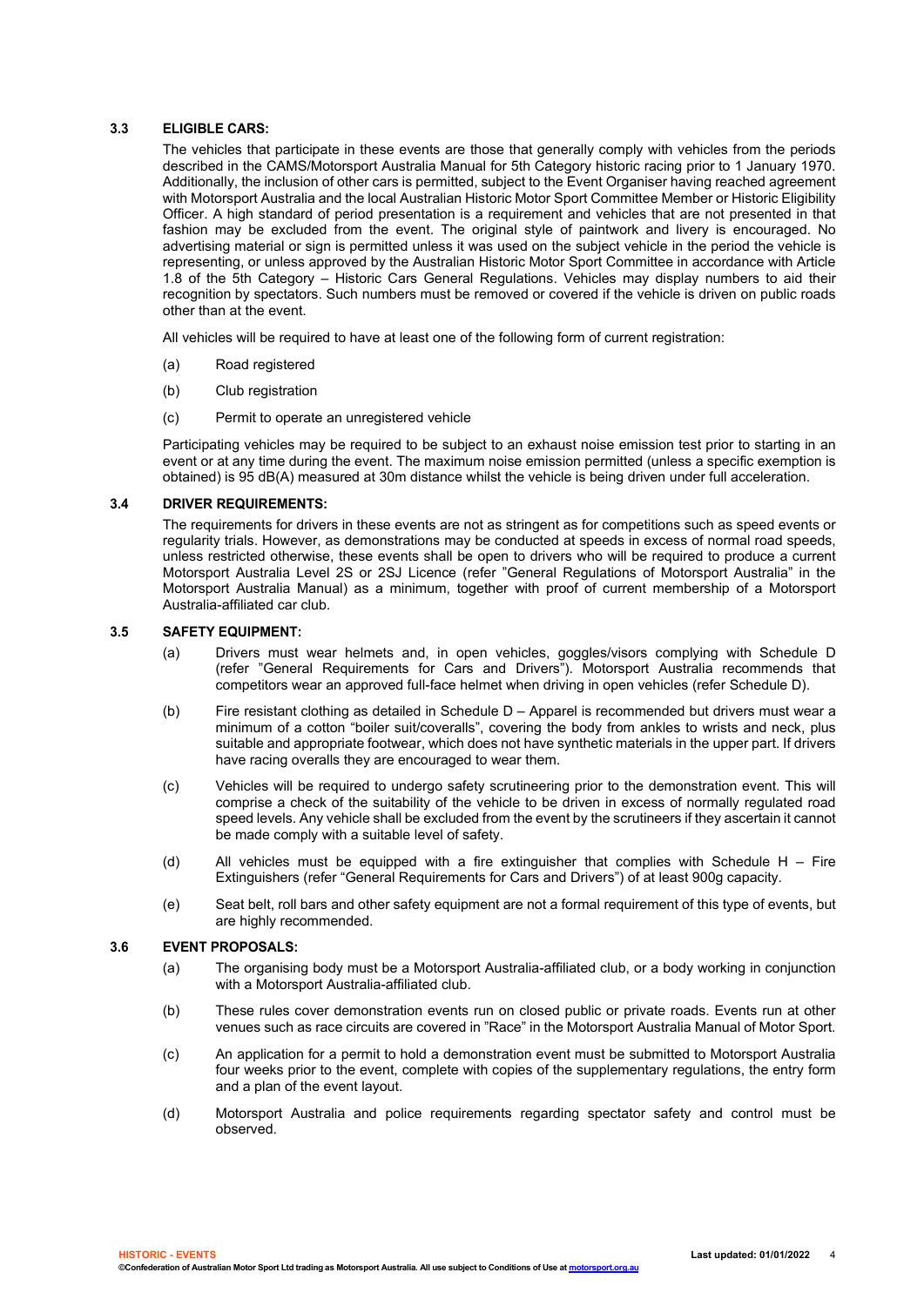### 3.3 ELIGIBLE CARS:

The vehicles that participate in these events are those that generally comply with vehicles from the periods described in the CAMS/Motorsport Australia Manual for 5th Category historic racing prior to 1 January 1970. Additionally, the inclusion of other cars is permitted, subject to the Event Organiser having reached agreement with Motorsport Australia and the local Australian Historic Motor Sport Committee Member or Historic Eligibility Officer. A high standard of period presentation is a requirement and vehicles that are not presented in that fashion may be excluded from the event. The original style of paintwork and livery is encouraged. No advertising material or sign is permitted unless it was used on the subject vehicle in the period the vehicle is representing, or unless approved by the Australian Historic Motor Sport Committee in accordance with Article 1.8 of the 5th Category – Historic Cars General Regulations. Vehicles may display numbers to aid their recognition by spectators. Such numbers must be removed or covered if the vehicle is driven on public roads other than at the event.

All vehicles will be required to have at least one of the following form of current registration:

(a) Road registered

(b) Club registration

(c) Permit to operate an unregistered vehicle

Participating vehicles may be required to be subject to an exhaust noise emission test prior to starting in an event or at any time during the event. The maximum noise emission permitted (unless a specific exemption is obtained) is 95 dB(A) measured at 30m distance whilst the vehicle is being driven under full acceleration.

### 3.4 DRIVER REQUIREMENTS:

The requirements for drivers in these events are not as stringent as for competitions such as speed events or regularity trials. However, as demonstrations may be conducted at speeds in excess of normal road speeds, unless restricted otherwise, these events shall be open to drivers who will be required to produce a current Motorsport Australia Level 2S or 2SJ Licence (refer "General Regulations of Motorsport Australia" in the Motorsport Australia Manual) as a minimum, together with proof of current membership of a Motorsport Australia-affiliated car club.

### 3.5 SAFETY EQUIPMENT:

(a) Drivers must wear helmets and, in open vehicles, goggles/visors complying with Schedule D (refer "General Requirements for Cars and Drivers"). Motorsport Australia recommends that competitors wear an approved full-face helmet when driving in open vehicles (refer Schedule D).

(b) Fire resistant clothing as detailed in Schedule D – Apparel is recommended but drivers must wear a minimum of a cotton "boiler suit/coveralls", covering the body from ankles to wrists and neck, plus suitable and appropriate footwear, which does not have synthetic materials in the upper part. If drivers have racing overalls they are encouraged to wear them.

(c) Vehicles will be required to undergo safety scrutineering prior to the demonstration event. This will comprise a check of the suitability of the vehicle to be driven in excess of normally regulated road speed levels. Any vehicle shall be excluded from the event by the scrutineers if they ascertain it cannot be made comply with a suitable level of safety.

(d) All vehicles must be equipped with a fire extinguisher that complies with Schedule H – Fire Extinguishers (refer "General Requirements for Cars and Drivers") of at least 900g capacity.

(e) Seat belt, roll bars and other safety equipment are not a formal requirement of this type of events, but are highly recommended.

### 3.6 EVENT PROPOSALS:

(a) The organising body must be a Motorsport Australia-affiliated club, or a body working in conjunction with a Motorsport Australia-affiliated club.

(b) These rules cover demonstration events run on closed public or private roads. Events run at other venues such as race circuits are covered in "Race" in the Motorsport Australia Manual of Motor Sport.

(c) An application for a permit to hold a demonstration event must be submitted to Motorsport Australia four weeks prior to the event, complete with copies of the supplementary regulations, the entry form and a plan of the event layout.

(d) Motorsport Australia and police requirements regarding spectator safety and control must be observed.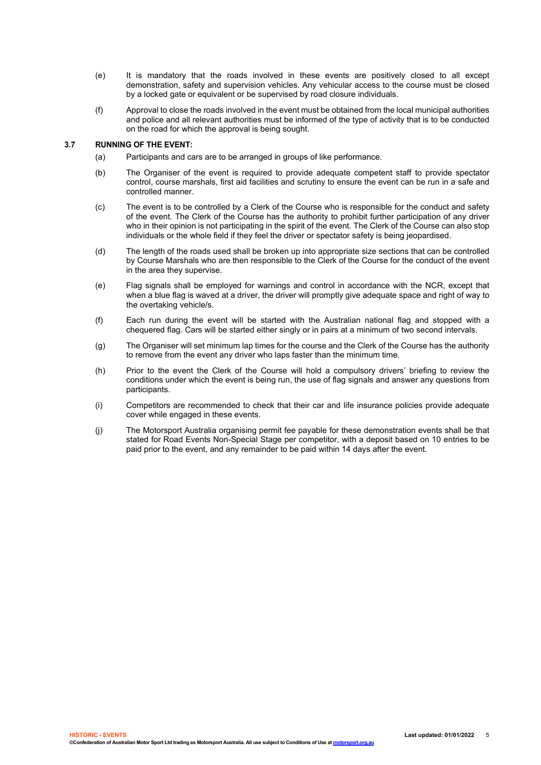(e) It is mandatory that the roads involved in these events are positively closed to all except demonstration, safety and supervision vehicles. Any vehicular access to the course must be closed by a locked gate or equivalent or be supervised by road closure individuals.

(f) Approval to close the roads involved in the event must be obtained from the local municipal authorities and police and all relevant authorities must be informed of the type of activity that is to be conducted on the road for which the approval is being sought.

### 3.7 RUNNING OF THE EVENT:

(a) Participants and cars are to be arranged in groups of like performance.

(b) The Organiser of the event is required to provide adequate competent staff to provide spectator control, course marshals, first aid facilities and scrutiny to ensure the event can be run in a safe and controlled manner.

(c) The event is to be controlled by a Clerk of the Course who is responsible for the conduct and safety of the event. The Clerk of the Course has the authority to prohibit further participation of any driver who in their opinion is not participating in the spirit of the event. The Clerk of the Course can also stop individuals or the whole field if they feel the driver or spectator safety is being jeopardised.

(d) The length of the roads used shall be broken up into appropriate size sections that can be controlled by Course Marshals who are then responsible to the Clerk of the Course for the conduct of the event in the area they supervise.

(e) Flag signals shall be employed for warnings and control in accordance with the NCR, except that when a blue flag is waved at a driver, the driver will promptly give adequate space and right of way to the overtaking vehicle/s.

(f) Each run during the event will be started with the Australian national flag and stopped with a chequered flag. Cars will be started either singly or in pairs at a minimum of two second intervals.

(g) The Organiser will set minimum lap times for the course and the Clerk of the Course has the authority to remove from the event any driver who laps faster than the minimum time.

(h) Prior to the event the Clerk of the Course will hold a compulsory drivers' briefing to review the conditions under which the event is being run, the use of flag signals and answer any questions from participants.

(i) Competitors are recommended to check that their car and life insurance policies provide adequate cover while engaged in these events.

(j) The Motorsport Australia organising permit fee payable for these demonstration events shall be that stated for Road Events Non-Special Stage per competitor, with a deposit based on 10 entries to be paid prior to the event, and any remainder to be paid within 14 days after the event.